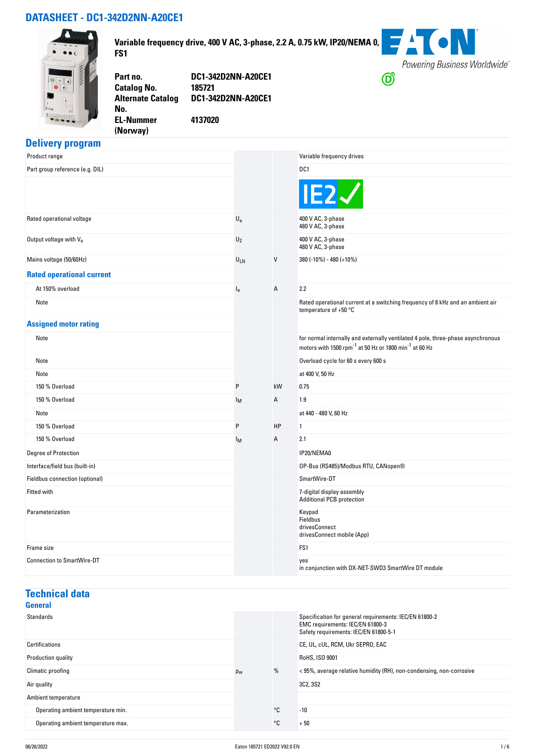# DATASHEET - DC1-342D2NN-A20CE1

**Variable frequency drive, 400 V AC, 3-phase, 2.2 A, 0.75 kW, IP20/NEMA 0, FS1**

| | |
|---|---|
| **Part no.** | **DC1-342D2NN-A20CE1** |
| **Catalog No.** | **185721** |
| **Alternate Catalog No.** | **DC1-342D2NN-A20CE1** |
| **EL-Nummer (Norway)** | **4137020** |

## Delivery program

| | | | |
|---|---|---|---|
| Product range | | | Variable frequency drives |
| Part group reference (e.g. DIL) | | | DC1 |
| | | | IE2 ✓ |
| Rated operational voltage | $U_e$ | | 400 V AC, 3-phase<br>480 V AC, 3-phase |
| Output voltage with $V_e$ | $U_2$ | | 400 V AC, 3-phase<br>480 V AC, 3-phase |
| Mains voltage (50/60Hz) | $U_{LN}$ | V | 380 (-10%) - 480 (+10%) |
| **Rated operational current** | | | |
| At 150% overload | $I_e$ | A | 2.2 |
| Note | | | Rated operational current at a switching frequency of 8 kHz and an ambient air temperature of +50 °C |
| **Assigned motor rating** | | | |
| Note | | | for normal internally and externally ventilated 4 pole, three-phase asynchronous motors with 1500 rpm$^{-1}$ at 50 Hz or 1800 min$^{-1}$ at 60 Hz |
| Note | | | Overload cycle for 60 s every 600 s |
| Note | | | at 400 V, 50 Hz |
| 150 % Overload | P | kW | 0.75 |
| 150 % Overload | $I_M$ | A | 1.9 |
| Note | | | at 440 - 480 V, 60 Hz |
| 150 % Overload | P | HP | 1 |
| 150 % Overload | $I_M$ | A | 2.1 |
| Degree of Protection | | | IP20/NEMA0 |
| Interface/field bus (built-in) | | | OP-Bus (RS485)/Modbus RTU, CANopen® |
| Fieldbus connection (optional) | | | SmartWire-DT |
| Fitted with | | | 7-digital display assembly<br>Additional PCB protection |
| Parameterization | | | Keypad<br>Fieldbus<br>drivesConnect<br>drivesConnect mobile (App) |
| Frame size | | | FS1 |
| Connection to SmartWire-DT | | | yes<br>in conjunction with DX-NET-SWD3 SmartWire DT module |

## Technical data

### General

| | | | |
|---|---|---|---|
| Standards | | | Specification for general requirements: IEC/EN 61800-2<br>EMC requirements: IEC/EN 61800-3<br>Safety requirements: IEC/EN 61800-5-1 |
| Certifications | | | CE, UL, cUL, RCM, Ukr SEPRO, EAC |
| Production quality | | | RoHS, ISO 9001 |
| Climatic proofing | $\rho_w$ | % | < 95%, average relative humidity (RH), non-condensing, non-corrosive |
| Air quality | | | 3C2, 3S2 |
| Ambient temperature | | | |
| Operating ambient temperature min. | | °C | -10 |
| Operating ambient temperature max. | | °C | + 50 |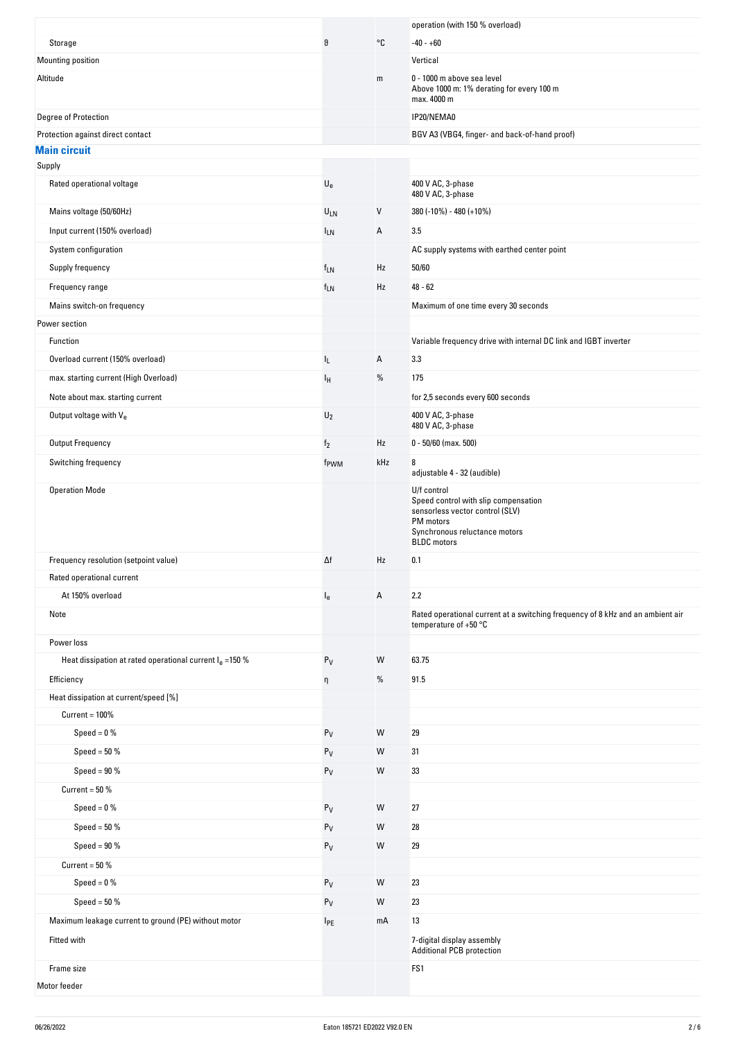| | | | |
|---|---|---|---|
| | | | operation (with 150 % overload) |
| Storage | θ | °C | -40 - +60 |
| Mounting position | | | Vertical |
| Altitude | | m | 0 - 1000 m above sea level<br>Above 1000 m: 1% derating for every 100 m<br>max. 4000 m |
| Degree of Protection | | | IP20/NEMA0 |
| Protection against direct contact | | | BGV A3 (VBG4, finger- and back-of-hand proof) |

## Main circuit

| | | | |
|---|---|---|---|
| Supply | | | |
| Rated operational voltage | $U_e$ | | 400 V AC, 3-phase<br>480 V AC, 3-phase |
| Mains voltage (50/60Hz) | $U_{LN}$ | V | 380 (-10%) - 480 (+10%) |
| Input current (150% overload) | $I_{LN}$ | A | 3.5 |
| System configuration | | | AC supply systems with earthed center point |
| Supply frequency | $f_{LN}$ | Hz | 50/60 |
| Frequency range | $f_{LN}$ | Hz | 48 - 62 |
| Mains switch-on frequency | | | Maximum of one time every 30 seconds |
| Power section | | | |
| Function | | | Variable frequency drive with internal DC link and IGBT inverter |
| Overload current (150% overload) | $I_L$ | A | 3.3 |
| max. starting current (High Overload) | $I_H$ | % | 175 |
| Note about max. starting current | | | for 2,5 seconds every 600 seconds |
| Output voltage with $V_e$ | $U_2$ | | 400 V AC, 3-phase<br>480 V AC, 3-phase |
| Output Frequency | $f_2$ | Hz | 0 - 50/60 (max. 500) |
| Switching frequency | $f_{PWM}$ | kHz | 8<br>adjustable 4 - 32 (audible) |
| Operation Mode | | | U/f control<br>Speed control with slip compensation<br>sensorless vector control (SLV)<br>PM motors<br>Synchronous reluctance motors<br>BLDC motors |
| Frequency resolution (setpoint value) | Δf | Hz | 0.1 |
| Rated operational current | | | |
| At 150% overload | $I_e$ | A | 2.2 |
| Note | | | Rated operational current at a switching frequency of 8 kHz and an ambient air temperature of +50 °C |
| Power loss | | | |
| Heat dissipation at rated operational current $I_e$ =150 % | $P_V$ | W | 63.75 |
| Efficiency | η | % | 91.5 |
| Heat dissipation at current/speed [%] | | | |
| Current = 100% | | | |
| Speed = 0 % | $P_V$ | W | 29 |
| Speed = 50 % | $P_V$ | W | 31 |
| Speed = 90 % | $P_V$ | W | 33 |
| Current = 50 % | | | |
| Speed = 0 % | $P_V$ | W | 27 |
| Speed = 50 % | $P_V$ | W | 28 |
| Speed = 90 % | $P_V$ | W | 29 |
| Current = 50 % | | | |
| Speed = 0 % | $P_V$ | W | 23 |
| Speed = 50 % | $P_V$ | W | 23 |
| Maximum leakage current to ground (PE) without motor | $I_{PE}$ | mA | 13 |
| Fitted with | | | 7-digital display assembly<br>Additional PCB protection |
| Frame size | | | FS1 |
| Motor feeder | | | |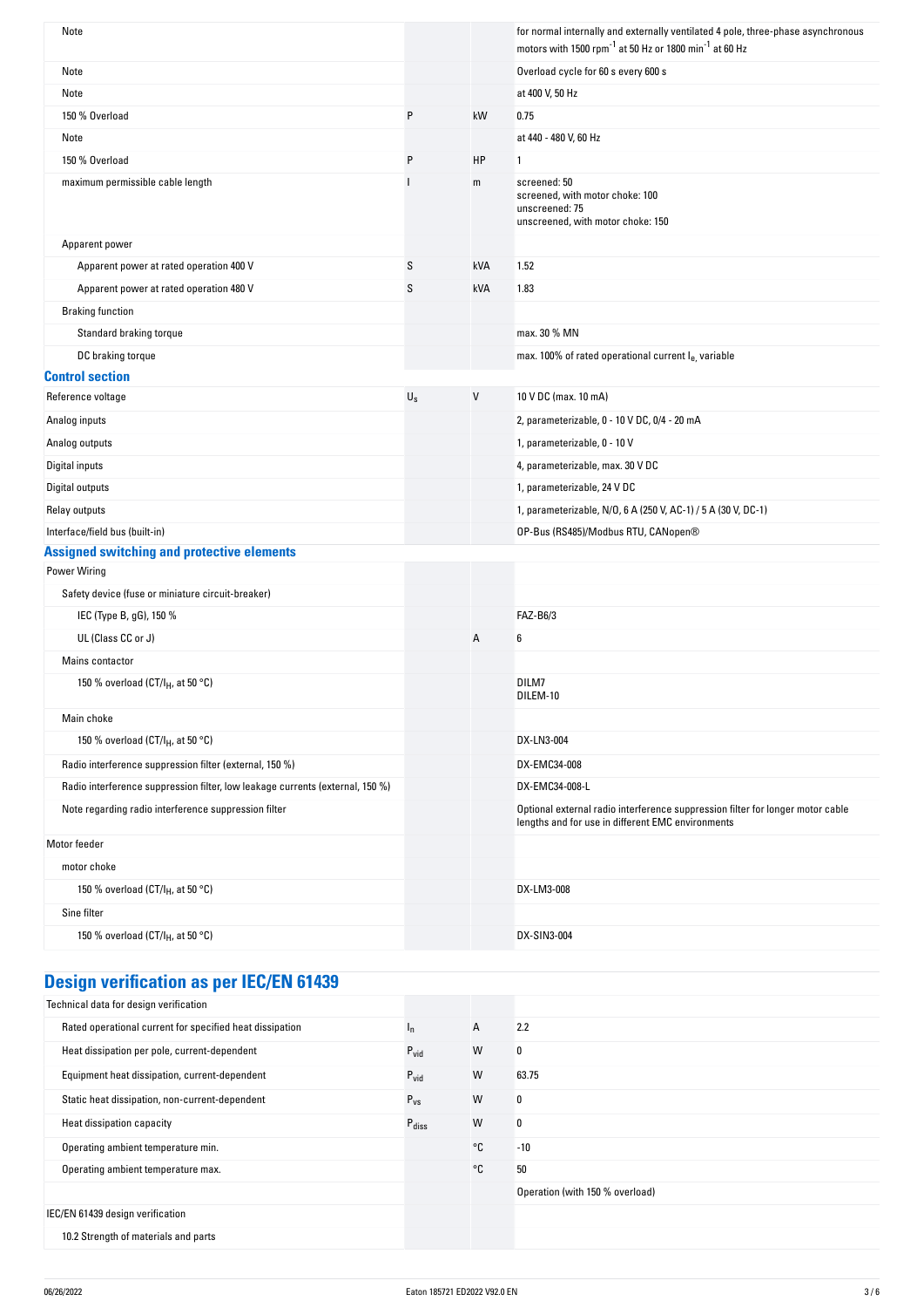| | | | |
|---|---|---|---|
| Note | | | for normal internally and externally ventilated 4 pole, three-phase asynchronous motors with 1500 $rpm^{-1}$ at 50 Hz or 1800 $min^{-1}$ at 60 Hz |
| Note | | | Overload cycle for 60 s every 600 s |
| Note | | | at 400 V, 50 Hz |
| 150 % Overload | P | kW | 0.75 |
| Note | | | at 440 - 480 V, 60 Hz |
| 150 % Overload | P | HP | 1 |
| maximum permissible cable length | l | m | screened: 50<br>screened, with motor choke: 100<br>unscreened: 75<br>unscreened, with motor choke: 150 |
| Apparent power | | | |
| Apparent power at rated operation 400 V | S | kVA | 1.52 |
| Apparent power at rated operation 480 V | S | kVA | 1.83 |
| Braking function | | | |
| Standard braking torque | | | max. 30 % MN |
| DC braking torque | | | max. 100% of rated operational current $I_e$, variable |

## Control section

| | | | |
|---|---|---|---|
| Reference voltage | $U_s$ | V | 10 V DC (max. 10 mA) |
| Analog inputs | | | 2, parameterizable, 0 - 10 V DC, 0/4 - 20 mA |
| Analog outputs | | | 1, parameterizable, 0 - 10 V |
| Digital inputs | | | 4, parameterizable, max. 30 V DC |
| Digital outputs | | | 1, parameterizable, 24 V DC |
| Relay outputs | | | 1, parameterizable, N/O, 6 A (250 V, AC-1) / 5 A (30 V, DC-1) |
| Interface/field bus (built-in) | | | OP-Bus (RS485)/Modbus RTU, CANopen® |

## Assigned switching and protective elements

| | | | |
|---|---|---|---|
| Power Wiring | | | |
| Safety device (fuse or miniature circuit-breaker) | | | |
| IEC (Type B, gG), 150 % | | | FAZ-B6/3 |
| UL (Class CC or J) | | A | 6 |
| Mains contactor | | | |
| 150 % overload (CT/$I_H$, at 50 °C) | | | DILM7<br>DILEM-10 |
| Main choke | | | |
| 150 % overload (CT/$I_H$, at 50 °C) | | | DX-LN3-004 |
| Radio interference suppression filter (external, 150 %) | | | DX-EMC34-008 |
| Radio interference suppression filter, low leakage currents (external, 150 %) | | | DX-EMC34-008-L |
| Note regarding radio interference suppression filter | | | Optional external radio interference suppression filter for longer motor cable lengths and for use in different EMC environments |
| Motor feeder | | | |
| motor choke | | | |
| 150 % overload (CT/$I_H$, at 50 °C) | | | DX-LM3-008 |
| Sine filter | | | |
| 150 % overload (CT/$I_H$, at 50 °C) | | | DX-SIN3-004 |

## Design verification as per IEC/EN 61439

| | | | |
|---|---|---|---|
| Technical data for design verification | | | |
| Rated operational current for specified heat dissipation | $I_n$ | A | 2.2 |
| Heat dissipation per pole, current-dependent | $P_{vid}$ | W | 0 |
| Equipment heat dissipation, current-dependent | $P_{vid}$ | W | 63.75 |
| Static heat dissipation, non-current-dependent | $P_{vs}$ | W | 0 |
| Heat dissipation capacity | $P_{diss}$ | W | 0 |
| Operating ambient temperature min. | | °C | -10 |
| Operating ambient temperature max. | | °C | 50 |
| | | | Operation (with 150 % overload) |
| IEC/EN 61439 design verification | | | |
| 10.2 Strength of materials and parts | | | |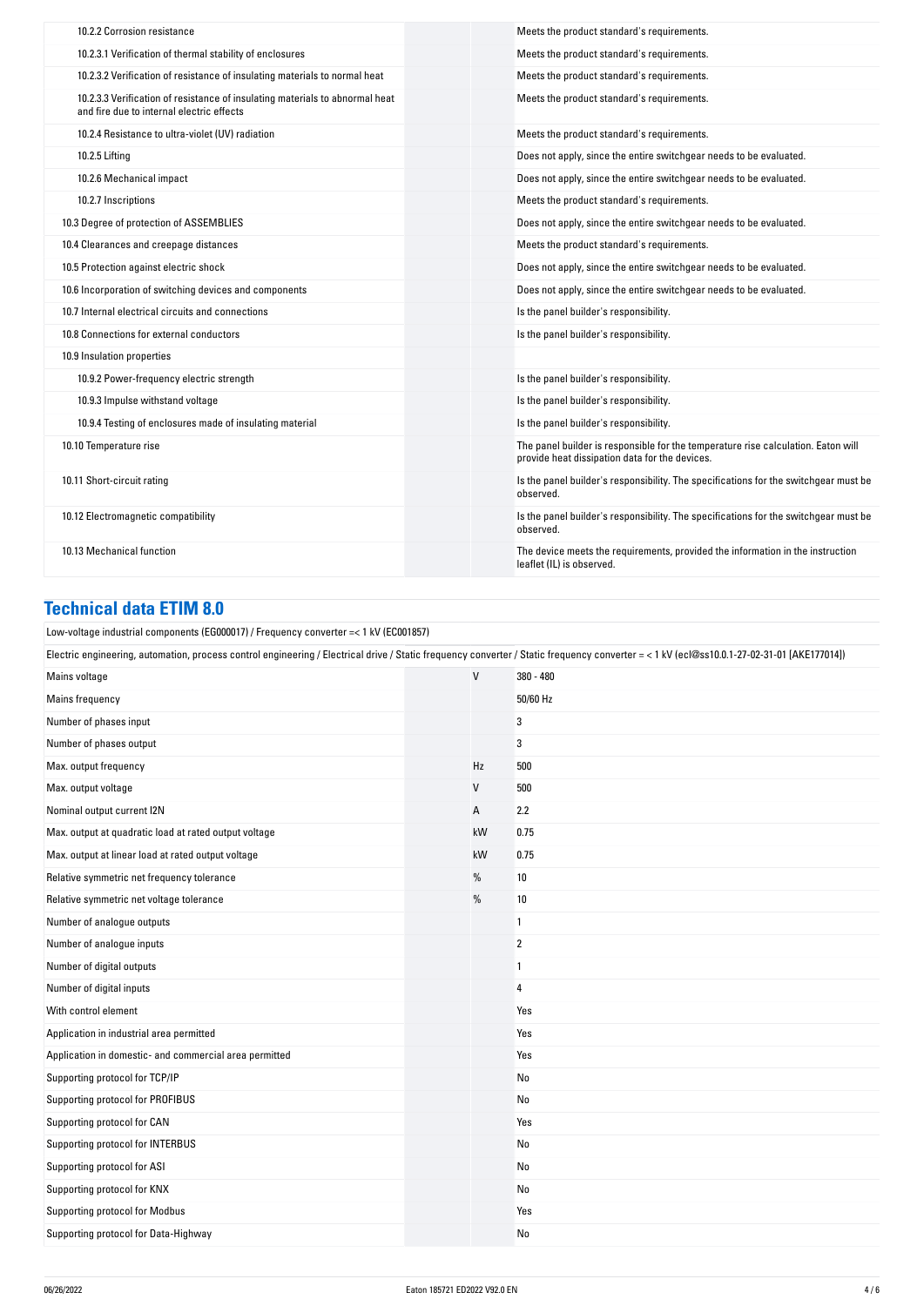| | | |
|---|---|---|
| 10.2.2 Corrosion resistance | | Meets the product standard's requirements. |
| 10.2.3.1 Verification of thermal stability of enclosures | | Meets the product standard's requirements. |
| 10.2.3.2 Verification of resistance of insulating materials to normal heat | | Meets the product standard's requirements. |
| 10.2.3.3 Verification of resistance of insulating materials to abnormal heat and fire due to internal electric effects | | Meets the product standard's requirements. |
| 10.2.4 Resistance to ultra-violet (UV) radiation | | Meets the product standard's requirements. |
| 10.2.5 Lifting | | Does not apply, since the entire switchgear needs to be evaluated. |
| 10.2.6 Mechanical impact | | Does not apply, since the entire switchgear needs to be evaluated. |
| 10.2.7 Inscriptions | | Meets the product standard's requirements. |
| 10.3 Degree of protection of ASSEMBLIES | | Does not apply, since the entire switchgear needs to be evaluated. |
| 10.4 Clearances and creepage distances | | Meets the product standard's requirements. |
| 10.5 Protection against electric shock | | Does not apply, since the entire switchgear needs to be evaluated. |
| 10.6 Incorporation of switching devices and components | | Does not apply, since the entire switchgear needs to be evaluated. |
| 10.7 Internal electrical circuits and connections | | Is the panel builder's responsibility. |
| 10.8 Connections for external conductors | | Is the panel builder's responsibility. |
| 10.9 Insulation properties | | |
| 10.9.2 Power-frequency electric strength | | Is the panel builder's responsibility. |
| 10.9.3 Impulse withstand voltage | | Is the panel builder's responsibility. |
| 10.9.4 Testing of enclosures made of insulating material | | Is the panel builder's responsibility. |
| 10.10 Temperature rise | | The panel builder is responsible for the temperature rise calculation. Eaton will provide heat dissipation data for the devices. |
| 10.11 Short-circuit rating | | Is the panel builder's responsibility. The specifications for the switchgear must be observed. |
| 10.12 Electromagnetic compatibility | | Is the panel builder's responsibility. The specifications for the switchgear must be observed. |
| 10.13 Mechanical function | | The device meets the requirements, provided the information in the instruction leaflet (IL) is observed. |

## Technical data ETIM 8.0

Low-voltage industrial components (EG000017) / Frequency converter =< 1 kV (EC001857)

Electric engineering, automation, process control engineering / Electrical drive / Static frequency converter / Static frequency converter = < 1 kV (ecl@ss10.0.1-27-02-31-01 [AKE177014])

| | | |
|---|---|---|
| Mains voltage | V | 380 - 480 |
| Mains frequency | | 50/60 Hz |
| Number of phases input | | 3 |
| Number of phases output | | 3 |
| Max. output frequency | Hz | 500 |
| Max. output voltage | V | 500 |
| Nominal output current I2N | A | 2.2 |
| Max. output at quadratic load at rated output voltage | kW | 0.75 |
| Max. output at linear load at rated output voltage | kW | 0.75 |
| Relative symmetric net frequency tolerance | % | 10 |
| Relative symmetric net voltage tolerance | % | 10 |
| Number of analogue outputs | | 1 |
| Number of analogue inputs | | 2 |
| Number of digital outputs | | 1 |
| Number of digital inputs | | 4 |
| With control element | | Yes |
| Application in industrial area permitted | | Yes |
| Application in domestic- and commercial area permitted | | Yes |
| Supporting protocol for TCP/IP | | No |
| Supporting protocol for PROFIBUS | | No |
| Supporting protocol for CAN | | Yes |
| Supporting protocol for INTERBUS | | No |
| Supporting protocol for ASI | | No |
| Supporting protocol for KNX | | No |
| Supporting protocol for Modbus | | Yes |
| Supporting protocol for Data-Highway | | No |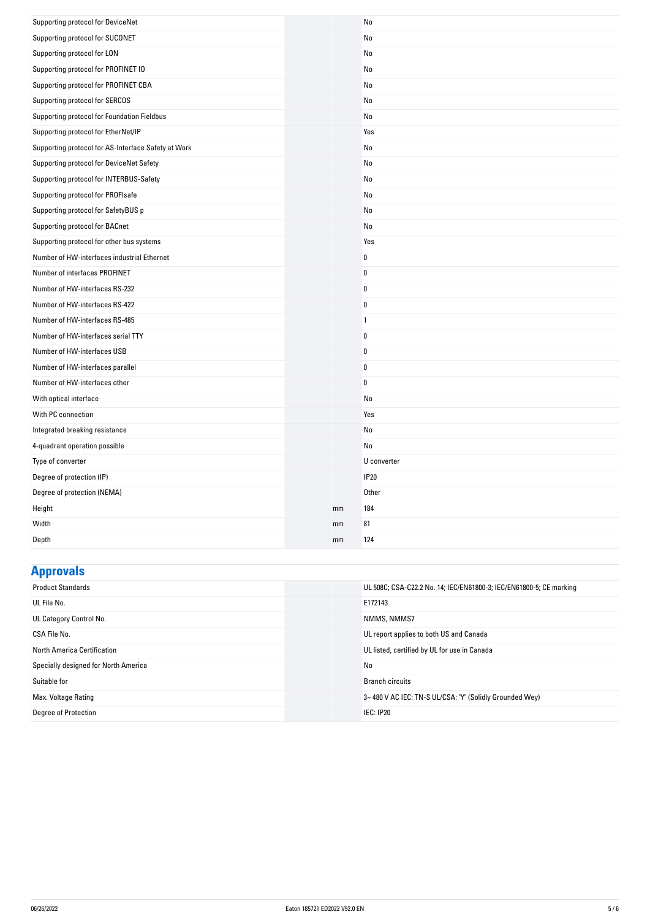| | | |
|---|---|---|
| Supporting protocol for DeviceNet | | No |
| Supporting protocol for SUCONET | | No |
| Supporting protocol for LON | | No |
| Supporting protocol for PROFINET IO | | No |
| Supporting protocol for PROFINET CBA | | No |
| Supporting protocol for SERCOS | | No |
| Supporting protocol for Foundation Fieldbus | | No |
| Supporting protocol for EtherNet/IP | | Yes |
| Supporting protocol for AS-Interface Safety at Work | | No |
| Supporting protocol for DeviceNet Safety | | No |
| Supporting protocol for INTERBUS-Safety | | No |
| Supporting protocol for PROFIsafe | | No |
| Supporting protocol for SafetyBUS p | | No |
| Supporting protocol for BACnet | | No |
| Supporting protocol for other bus systems | | Yes |
| Number of HW-interfaces industrial Ethernet | | 0 |
| Number of interfaces PROFINET | | 0 |
| Number of HW-interfaces RS-232 | | 0 |
| Number of HW-interfaces RS-422 | | 0 |
| Number of HW-interfaces RS-485 | | 1 |
| Number of HW-interfaces serial TTY | | 0 |
| Number of HW-interfaces USB | | 0 |
| Number of HW-interfaces parallel | | 0 |
| Number of HW-interfaces other | | 0 |
| With optical interface | | No |
| With PC connection | | Yes |
| Integrated breaking resistance | | No |
| 4-quadrant operation possible | | No |
| Type of converter | | U converter |
| Degree of protection (IP) | | IP20 |
| Degree of protection (NEMA) | | Other |
| Height | mm | 184 |
| Width | mm | 81 |
| Depth | mm | 124 |

## Approvals

| | | |
|---|---|---|
| Product Standards | | UL 508C; CSA-C22.2 No. 14; IEC/EN61800-3; IEC/EN61800-5; CE marking |
| UL File No. | | E172143 |
| UL Category Control No. | | NMMS, NMMS7 |
| CSA File No. | | UL report applies to both US and Canada |
| North America Certification | | UL listed, certified by UL for use in Canada |
| Specially designed for North America | | No |
| Suitable for | | Branch circuits |
| Max. Voltage Rating | | 3~ 480 V AC IEC: TN-S UL/CSA: "Y" (Solidly Grounded Wey) |
| Degree of Protection | | IEC: IP20 |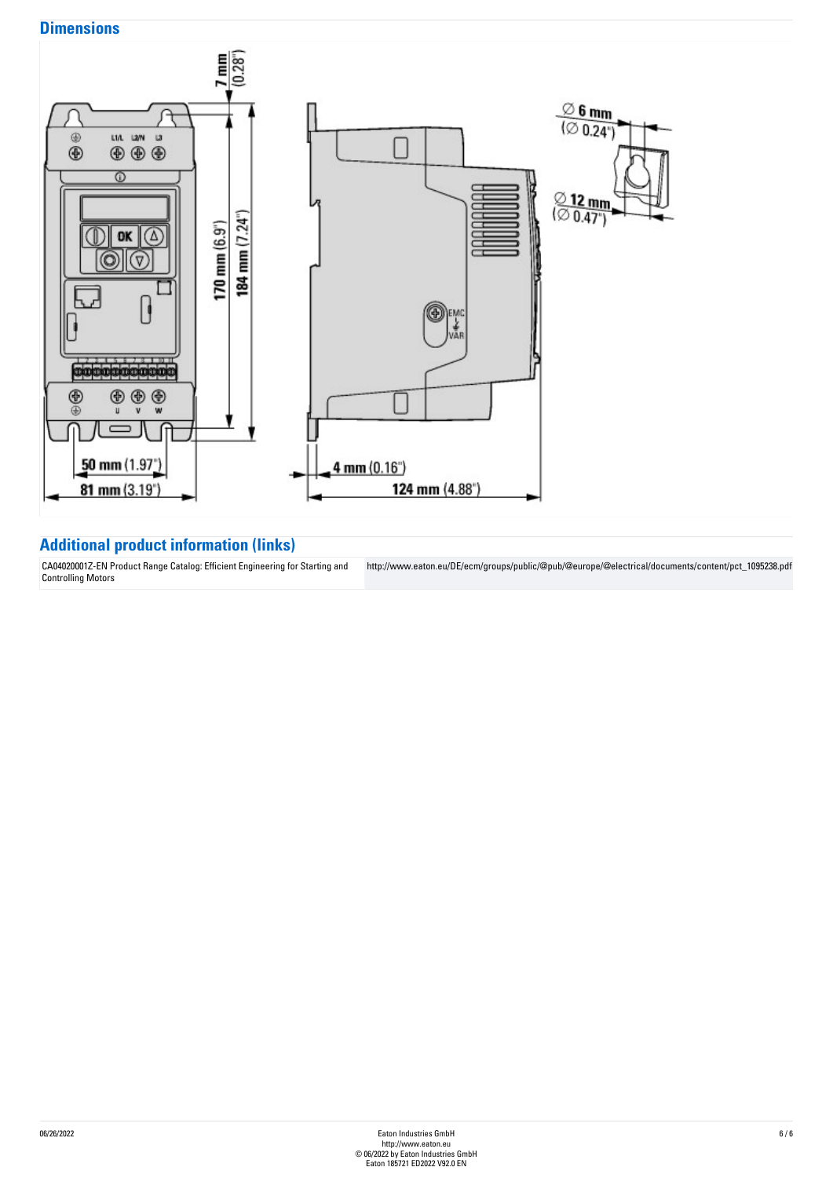## Dimensions

7 mm
(0.28")

170 mm (6.9")

184 mm (7.24")

50 mm (1.97")

81 mm (3.19")

4 mm (0.16")

124 mm (4.88")

∅ 6 mm
(∅ 0.24")

∅ 12 mm
(∅ 0.47")

## Additional product information (links)

| | |
|---|---|
| CA04020001Z-EN Product Range Catalog: Efficient Engineering for Starting and Controlling Motors | http://www.eaton.eu/DE/ecm/groups/public/@pub/@europe/@electrical/documents/content/pct_1095238.pdf |